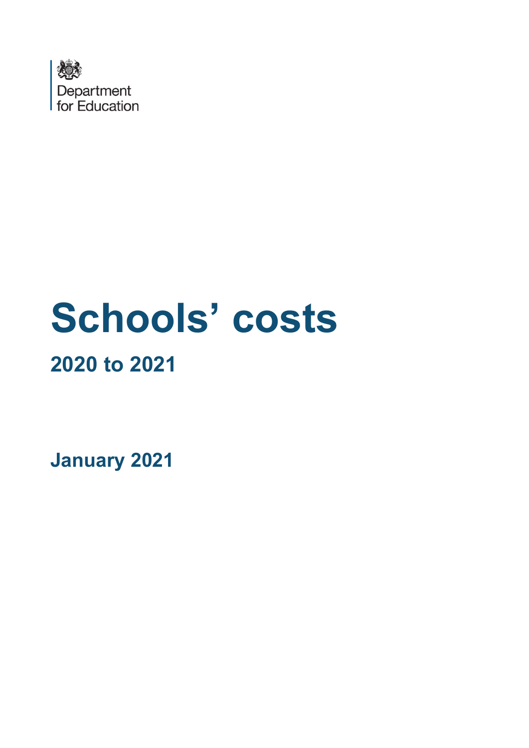Department for Education

# Schools' costs

## 2020 to 2021

**January 2021**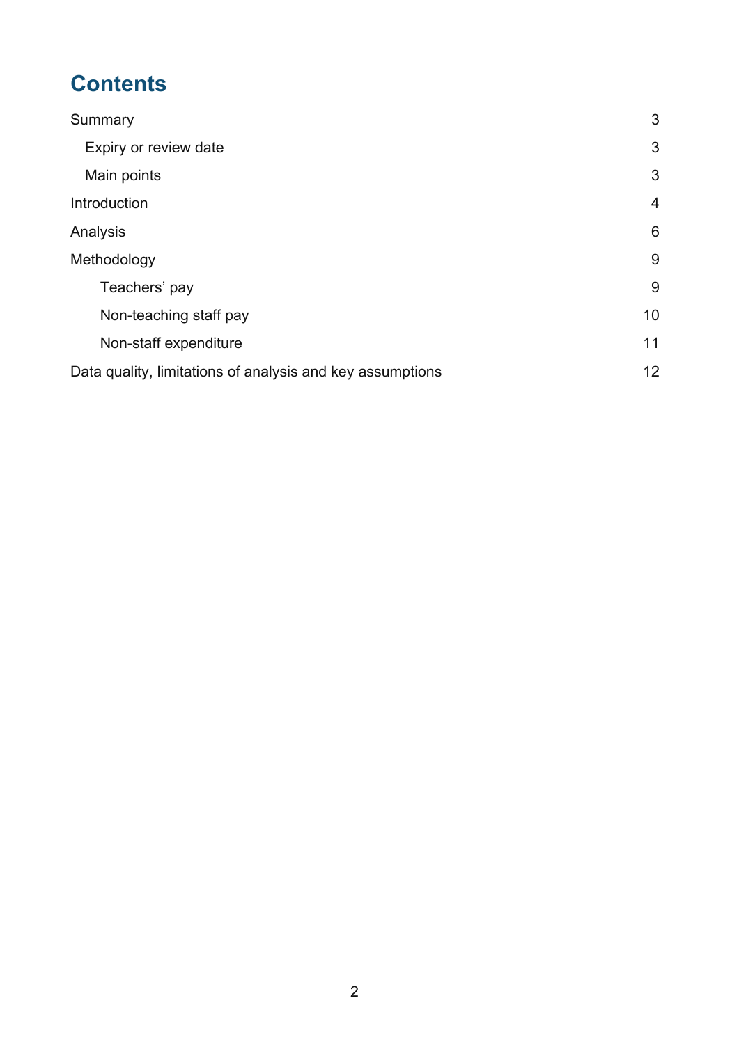# Contents

| | |
|---|---|
| Summary | 3 |
| Expiry or review date | 3 |
| Main points | 3 |
| Introduction | 4 |
| Analysis | 6 |
| Methodology | 9 |
| Teachers' pay | 9 |
| Non-teaching staff pay | 10 |
| Non-staff expenditure | 11 |
| Data quality, limitations of analysis and key assumptions | 12 |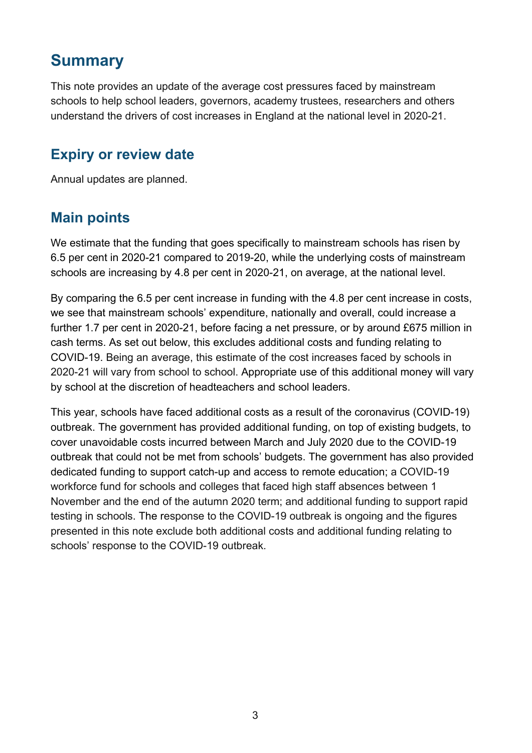## Summary

This note provides an update of the average cost pressures faced by mainstream schools to help school leaders, governors, academy trustees, researchers and others understand the drivers of cost increases in England at the national level in 2020-21.

## Expiry or review date

Annual updates are planned.

## Main points

We estimate that the funding that goes specifically to mainstream schools has risen by 6.5 per cent in 2020-21 compared to 2019-20, while the underlying costs of mainstream schools are increasing by 4.8 per cent in 2020-21, on average, at the national level.

By comparing the 6.5 per cent increase in funding with the 4.8 per cent increase in costs, we see that mainstream schools' expenditure, nationally and overall, could increase a further 1.7 per cent in 2020-21, before facing a net pressure, or by around £675 million in cash terms. As set out below, this excludes additional costs and funding relating to COVID-19. Being an average, this estimate of the cost increases faced by schools in 2020-21 will vary from school to school. Appropriate use of this additional money will vary by school at the discretion of headteachers and school leaders.

This year, schools have faced additional costs as a result of the coronavirus (COVID-19) outbreak. The government has provided additional funding, on top of existing budgets, to cover unavoidable costs incurred between March and July 2020 due to the COVID-19 outbreak that could not be met from schools' budgets. The government has also provided dedicated funding to support catch-up and access to remote education; a COVID-19 workforce fund for schools and colleges that faced high staff absences between 1 November and the end of the autumn 2020 term; and additional funding to support rapid testing in schools. The response to the COVID-19 outbreak is ongoing and the figures presented in this note exclude both additional costs and additional funding relating to schools' response to the COVID-19 outbreak.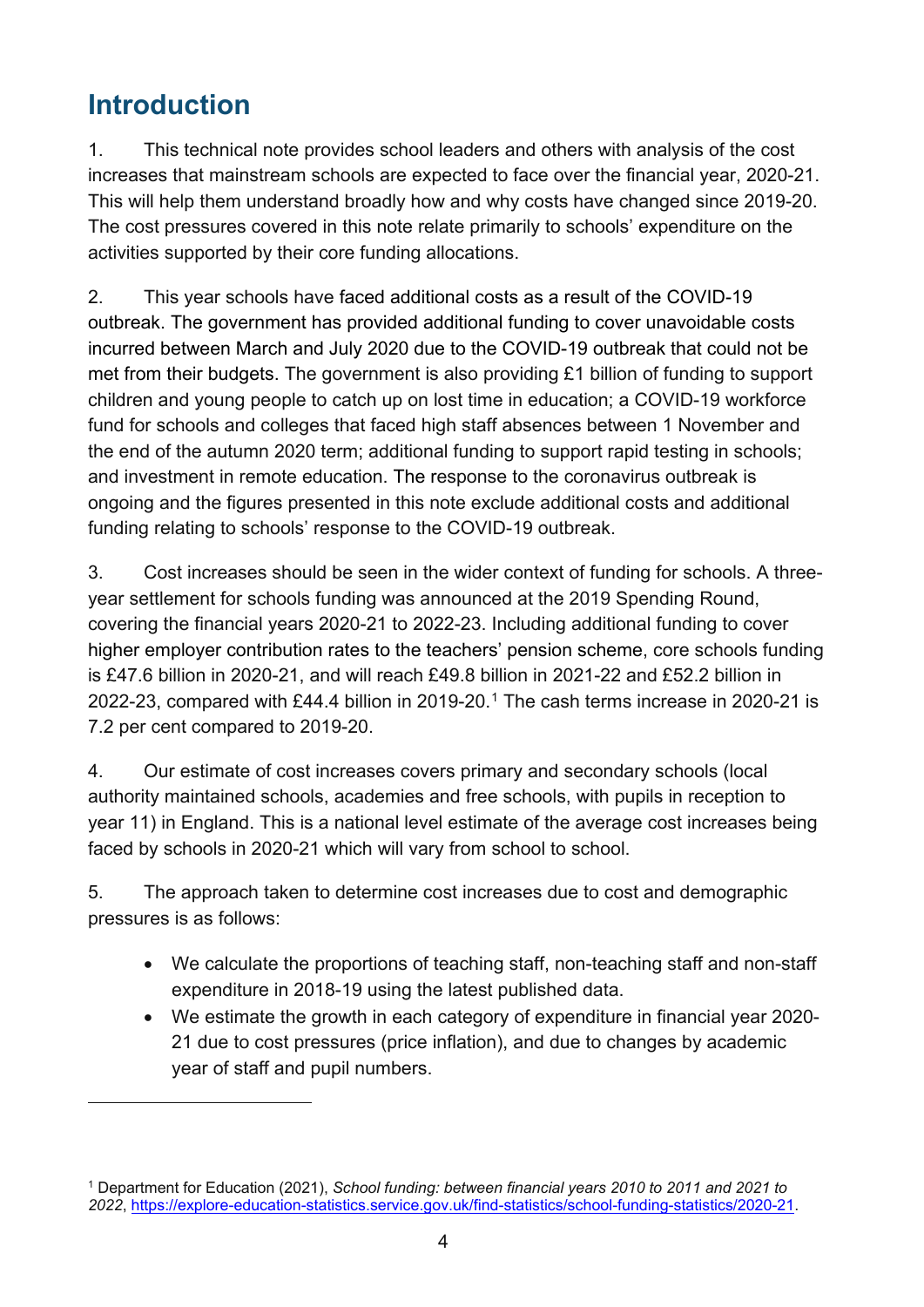# Introduction

1. This technical note provides school leaders and others with analysis of the cost increases that mainstream schools are expected to face over the financial year, 2020-21. This will help them understand broadly how and why costs have changed since 2019-20. The cost pressures covered in this note relate primarily to schools' expenditure on the activities supported by their core funding allocations.

2. This year schools have faced additional costs as a result of the COVID-19 outbreak. The government has provided additional funding to cover unavoidable costs incurred between March and July 2020 due to the COVID-19 outbreak that could not be met from their budgets. The government is also providing £1 billion of funding to support children and young people to catch up on lost time in education; a COVID-19 workforce fund for schools and colleges that faced high staff absences between 1 November and the end of the autumn 2020 term; additional funding to support rapid testing in schools; and investment in remote education. The response to the coronavirus outbreak is ongoing and the figures presented in this note exclude additional costs and additional funding relating to schools' response to the COVID-19 outbreak.

3. Cost increases should be seen in the wider context of funding for schools. A three-year settlement for schools funding was announced at the 2019 Spending Round, covering the financial years 2020-21 to 2022-23. Including additional funding to cover higher employer contribution rates to the teachers' pension scheme, core schools funding is £47.6 billion in 2020-21, and will reach £49.8 billion in 2021-22 and £52.2 billion in 2022-23, compared with £44.4 billion in 2019-20.[1] The cash terms increase in 2020-21 is 7.2 per cent compared to 2019-20.

4. Our estimate of cost increases covers primary and secondary schools (local authority maintained schools, academies and free schools, with pupils in reception to year 11) in England. This is a national level estimate of the average cost increases being faced by schools in 2020-21 which will vary from school to school.

5. The approach taken to determine cost increases due to cost and demographic pressures is as follows:

- We calculate the proportions of teaching staff, non-teaching staff and non-staff expenditure in 2018-19 using the latest published data.
- We estimate the growth in each category of expenditure in financial year 2020-21 due to cost pressures (price inflation), and due to changes by academic year of staff and pupil numbers.

---

[1] Department for Education (2021), *School funding: between financial years 2010 to 2011 and 2021 to 2022*, https://explore-education-statistics.service.gov.uk/find-statistics/school-funding-statistics/2020-21.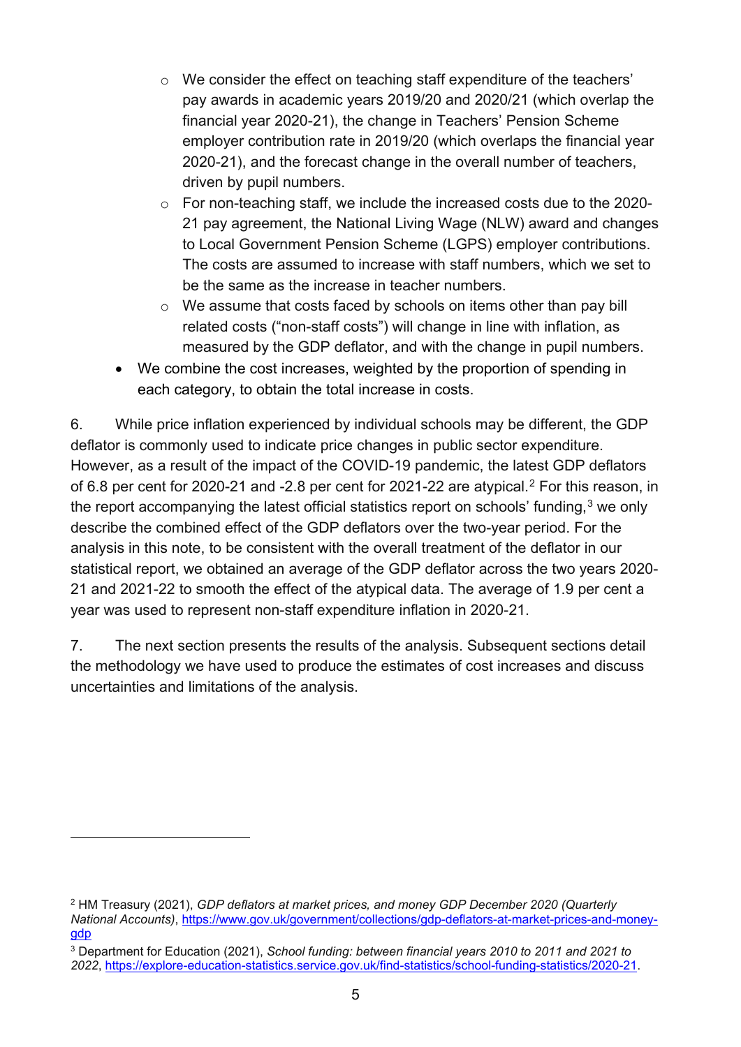- We consider the effect on teaching staff expenditure of the teachers' pay awards in academic years 2019/20 and 2020/21 (which overlap the financial year 2020-21), the change in Teachers' Pension Scheme employer contribution rate in 2019/20 (which overlaps the financial year 2020-21), and the forecast change in the overall number of teachers, driven by pupil numbers.
  - For non-teaching staff, we include the increased costs due to the 2020-21 pay agreement, the National Living Wage (NLW) award and changes to Local Government Pension Scheme (LGPS) employer contributions. The costs are assumed to increase with staff numbers, which we set to be the same as the increase in teacher numbers.
  - We assume that costs faced by schools on items other than pay bill related costs ("non-staff costs") will change in line with inflation, as measured by the GDP deflator, and with the change in pupil numbers.
- We combine the cost increases, weighted by the proportion of spending in each category, to obtain the total increase in costs.

6. While price inflation experienced by individual schools may be different, the GDP deflator is commonly used to indicate price changes in public sector expenditure. However, as a result of the impact of the COVID-19 pandemic, the latest GDP deflators of 6.8 per cent for 2020-21 and -2.8 per cent for 2021-22 are atypical.[2] For this reason, in the report accompanying the latest official statistics report on schools' funding,[3] we only describe the combined effect of the GDP deflators over the two-year period. For the analysis in this note, to be consistent with the overall treatment of the deflator in our statistical report, we obtained an average of the GDP deflator across the two years 2020-21 and 2021-22 to smooth the effect of the atypical data. The average of 1.9 per cent a year was used to represent non-staff expenditure inflation in 2020-21.

7. The next section presents the results of the analysis. Subsequent sections detail the methodology we have used to produce the estimates of cost increases and discuss uncertainties and limitations of the analysis.

---

[2] HM Treasury (2021), *GDP deflators at market prices, and money GDP December 2020 (Quarterly National Accounts)*, https://www.gov.uk/government/collections/gdp-deflators-at-market-prices-and-money-gdp

[3] Department for Education (2021), *School funding: between financial years 2010 to 2011 and 2021 to 2022*, https://explore-education-statistics.service.gov.uk/find-statistics/school-funding-statistics/2020-21.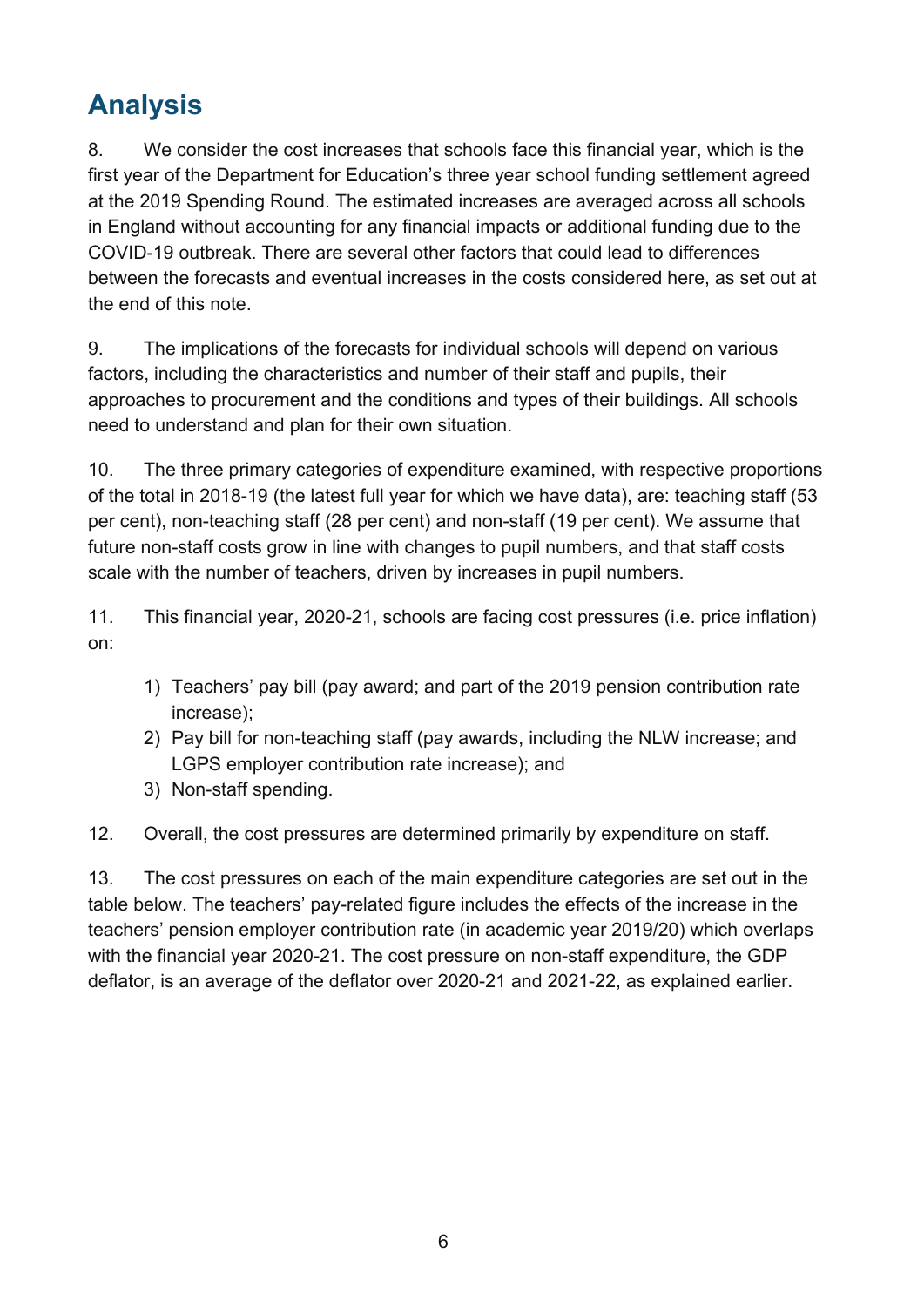## Analysis

8. We consider the cost increases that schools face this financial year, which is the first year of the Department for Education's three year school funding settlement agreed at the 2019 Spending Round. The estimated increases are averaged across all schools in England without accounting for any financial impacts or additional funding due to the COVID-19 outbreak. There are several other factors that could lead to differences between the forecasts and eventual increases in the costs considered here, as set out at the end of this note.

9. The implications of the forecasts for individual schools will depend on various factors, including the characteristics and number of their staff and pupils, their approaches to procurement and the conditions and types of their buildings. All schools need to understand and plan for their own situation.

10. The three primary categories of expenditure examined, with respective proportions of the total in 2018-19 (the latest full year for which we have data), are: teaching staff (53 per cent), non-teaching staff (28 per cent) and non-staff (19 per cent). We assume that future non-staff costs grow in line with changes to pupil numbers, and that staff costs scale with the number of teachers, driven by increases in pupil numbers.

11. This financial year, 2020-21, schools are facing cost pressures (i.e. price inflation) on:

1) Teachers' pay bill (pay award; and part of the 2019 pension contribution rate increase);
2) Pay bill for non-teaching staff (pay awards, including the NLW increase; and LGPS employer contribution rate increase); and
3) Non-staff spending.

12. Overall, the cost pressures are determined primarily by expenditure on staff.

13. The cost pressures on each of the main expenditure categories are set out in the table below. The teachers' pay-related figure includes the effects of the increase in the teachers' pension employer contribution rate (in academic year 2019/20) which overlaps with the financial year 2020-21. The cost pressure on non-staff expenditure, the GDP deflator, is an average of the deflator over 2020-21 and 2021-22, as explained earlier.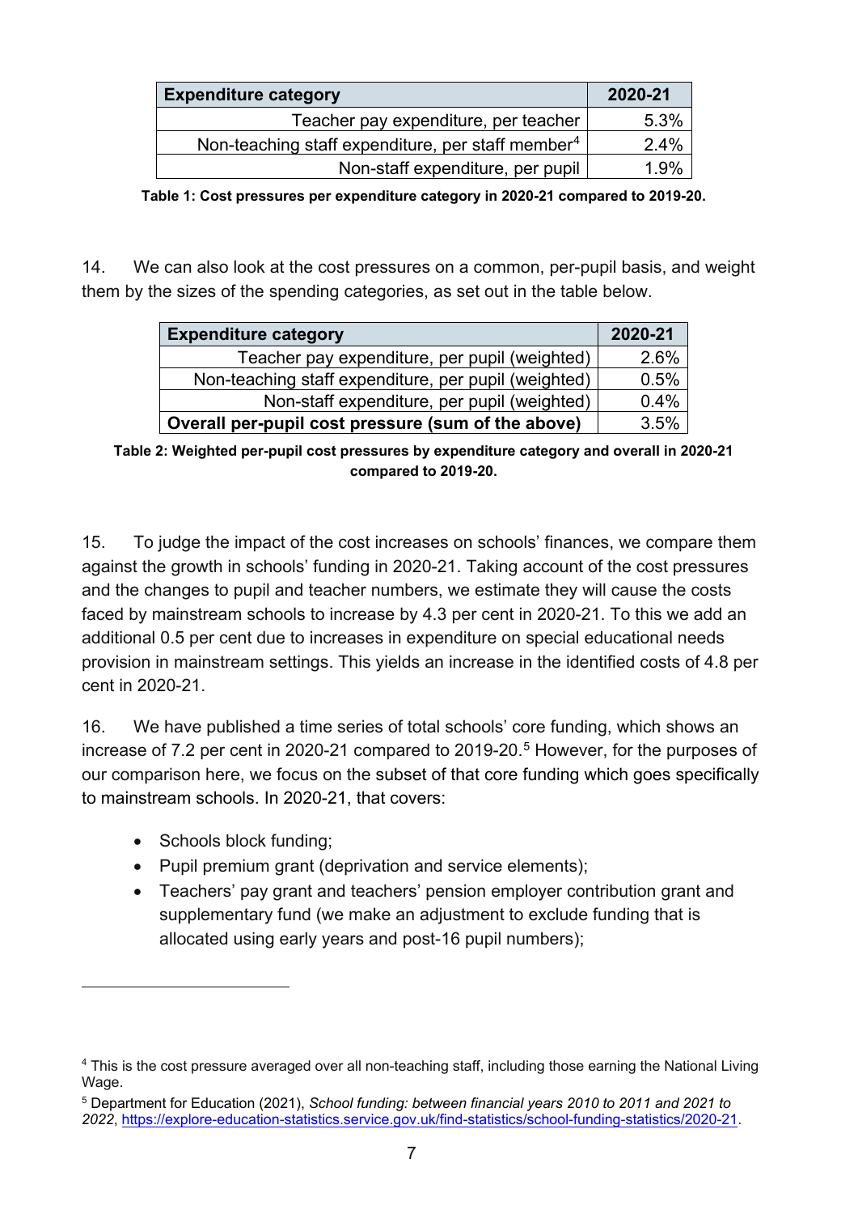| Expenditure category | 2020-21 |
| --- | --- |
| Teacher pay expenditure, per teacher | 5.3% |
| Non-teaching staff expenditure, per staff member[4] | 2.4% |
| Non-staff expenditure, per pupil | 1.9% |

**Table 1: Cost pressures per expenditure category in 2020-21 compared to 2019-20.**

14. We can also look at the cost pressures on a common, per-pupil basis, and weight them by the sizes of the spending categories, as set out in the table below.

| Expenditure category | 2020-21 |
| --- | --- |
| Teacher pay expenditure, per pupil (weighted) | 2.6% |
| Non-teaching staff expenditure, per pupil (weighted) | 0.5% |
| Non-staff expenditure, per pupil (weighted) | 0.4% |
| **Overall per-pupil cost pressure (sum of the above)** | 3.5% |

**Table 2: Weighted per-pupil cost pressures by expenditure category and overall in 2020-21 compared to 2019-20.**

15. To judge the impact of the cost increases on schools' finances, we compare them against the growth in schools' funding in 2020-21. Taking account of the cost pressures and the changes to pupil and teacher numbers, we estimate they will cause the costs faced by mainstream schools to increase by 4.3 per cent in 2020-21. To this we add an additional 0.5 per cent due to increases in expenditure on special educational needs provision in mainstream settings. This yields an increase in the identified costs of 4.8 per cent in 2020-21.

16. We have published a time series of total schools' core funding, which shows an increase of 7.2 per cent in 2020-21 compared to 2019-20.[5] However, for the purposes of our comparison here, we focus on the subset of that core funding which goes specifically to mainstream schools. In 2020-21, that covers:

- Schools block funding;
- Pupil premium grant (deprivation and service elements);
- Teachers' pay grant and teachers' pension employer contribution grant and supplementary fund (we make an adjustment to exclude funding that is allocated using early years and post-16 pupil numbers);

[4] This is the cost pressure averaged over all non-teaching staff, including those earning the National Living Wage.

[5] Department for Education (2021), *School funding: between financial years 2010 to 2011 and 2021 to 2022*, https://explore-education-statistics.service.gov.uk/find-statistics/school-funding-statistics/2020-21.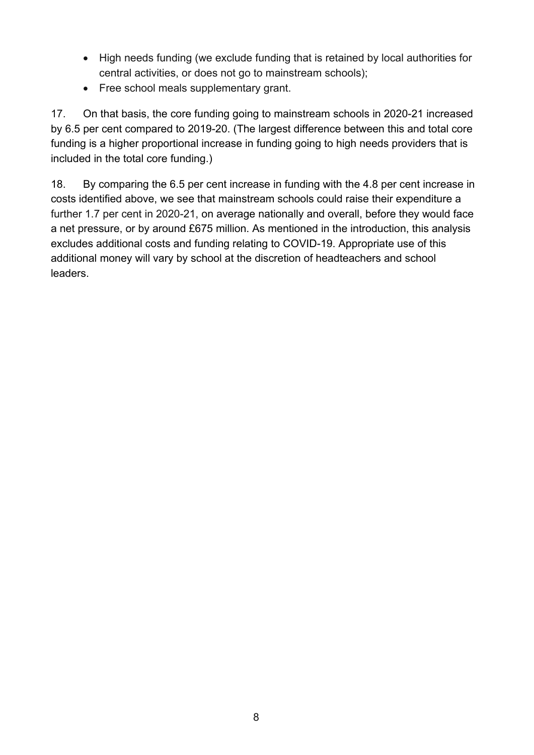- High needs funding (we exclude funding that is retained by local authorities for central activities, or does not go to mainstream schools);
- Free school meals supplementary grant.

17. On that basis, the core funding going to mainstream schools in 2020-21 increased by 6.5 per cent compared to 2019-20. (The largest difference between this and total core funding is a higher proportional increase in funding going to high needs providers that is included in the total core funding.)

18. By comparing the 6.5 per cent increase in funding with the 4.8 per cent increase in costs identified above, we see that mainstream schools could raise their expenditure a further 1.7 per cent in 2020-21, on average nationally and overall, before they would face a net pressure, or by around £675 million. As mentioned in the introduction, this analysis excludes additional costs and funding relating to COVID-19. Appropriate use of this additional money will vary by school at the discretion of headteachers and school leaders.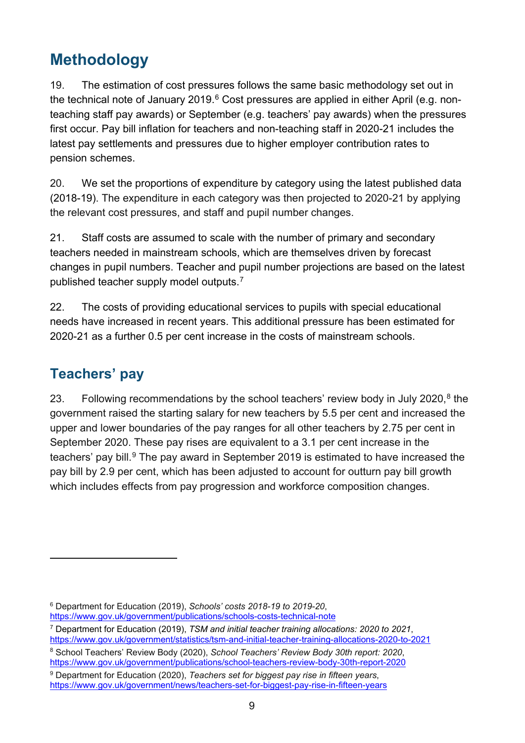## Methodology

19. The estimation of cost pressures follows the same basic methodology set out in the technical note of January 2019.[6] Cost pressures are applied in either April (e.g. non-teaching staff pay awards) or September (e.g. teachers' pay awards) when the pressures first occur. Pay bill inflation for teachers and non-teaching staff in 2020-21 includes the latest pay settlements and pressures due to higher employer contribution rates to pension schemes.

20. We set the proportions of expenditure by category using the latest published data (2018-19). The expenditure in each category was then projected to 2020-21 by applying the relevant cost pressures, and staff and pupil number changes.

21. Staff costs are assumed to scale with the number of primary and secondary teachers needed in mainstream schools, which are themselves driven by forecast changes in pupil numbers. Teacher and pupil number projections are based on the latest published teacher supply model outputs.[7]

22. The costs of providing educational services to pupils with special educational needs have increased in recent years. This additional pressure has been estimated for 2020-21 as a further 0.5 per cent increase in the costs of mainstream schools.

## Teachers' pay

23. Following recommendations by the school teachers' review body in July 2020,[8] the government raised the starting salary for new teachers by 5.5 per cent and increased the upper and lower boundaries of the pay ranges for all other teachers by 2.75 per cent in September 2020. These pay rises are equivalent to a 3.1 per cent increase in the teachers' pay bill.[9] The pay award in September 2019 is estimated to have increased the pay bill by 2.9 per cent, which has been adjusted to account for outturn pay bill growth which includes effects from pay progression and workforce composition changes.

---

[6] Department for Education (2019), *Schools' costs 2018-19 to 2019-20*, https://www.gov.uk/government/publications/schools-costs-technical-note

[7] Department for Education (2019), *TSM and initial teacher training allocations: 2020 to 2021*, https://www.gov.uk/government/statistics/tsm-and-initial-teacher-training-allocations-2020-to-2021

[8] School Teachers' Review Body (2020), *School Teachers' Review Body 30th report: 2020*, https://www.gov.uk/government/publications/school-teachers-review-body-30th-report-2020

[9] Department for Education (2020), *Teachers set for biggest pay rise in fifteen years*, https://www.gov.uk/government/news/teachers-set-for-biggest-pay-rise-in-fifteen-years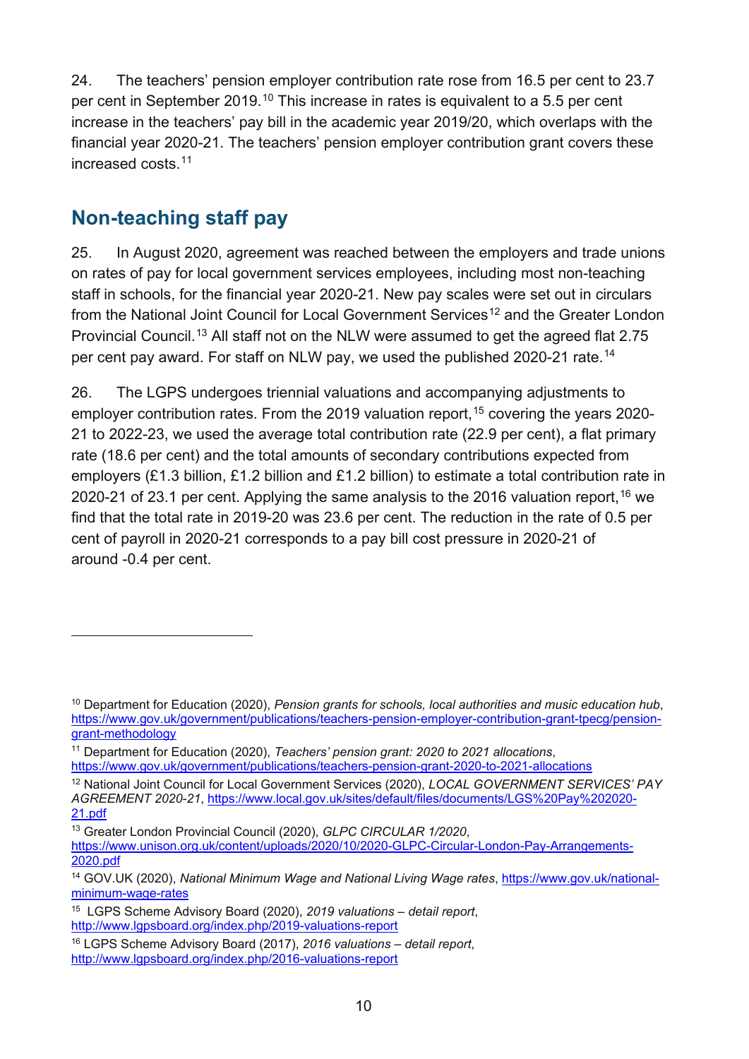24. The teachers' pension employer contribution rate rose from 16.5 per cent to 23.7 per cent in September 2019.[10] This increase in rates is equivalent to a 5.5 per cent increase in the teachers' pay bill in the academic year 2019/20, which overlaps with the financial year 2020-21. The teachers' pension employer contribution grant covers these increased costs.[11]

## Non-teaching staff pay

25. In August 2020, agreement was reached between the employers and trade unions on rates of pay for local government services employees, including most non-teaching staff in schools, for the financial year 2020-21. New pay scales were set out in circulars from the National Joint Council for Local Government Services[12] and the Greater London Provincial Council.[13] All staff not on the NLW were assumed to get the agreed flat 2.75 per cent pay award. For staff on NLW pay, we used the published 2020-21 rate.[14]

26. The LGPS undergoes triennial valuations and accompanying adjustments to employer contribution rates. From the 2019 valuation report,[15] covering the years 2020-21 to 2022-23, we used the average total contribution rate (22.9 per cent), a flat primary rate (18.6 per cent) and the total amounts of secondary contributions expected from employers (£1.3 billion, £1.2 billion and £1.2 billion) to estimate a total contribution rate in 2020-21 of 23.1 per cent. Applying the same analysis to the 2016 valuation report,[16] we find that the total rate in 2019-20 was 23.6 per cent. The reduction in the rate of 0.5 per cent of payroll in 2020-21 corresponds to a pay bill cost pressure in 2020-21 of around -0.4 per cent.

---

[10] Department for Education (2020), *Pension grants for schools, local authorities and music education hub*, https://www.gov.uk/government/publications/teachers-pension-employer-contribution-grant-tpecg/pension-grant-methodology

[11] Department for Education (2020), *Teachers' pension grant: 2020 to 2021 allocations*, https://www.gov.uk/government/publications/teachers-pension-grant-2020-to-2021-allocations

[12] National Joint Council for Local Government Services (2020), *LOCAL GOVERNMENT SERVICES' PAY AGREEMENT 2020-21*, https://www.local.gov.uk/sites/default/files/documents/LGS%20Pay%202020-21.pdf

[13] Greater London Provincial Council (2020), *GLPC CIRCULAR 1/2020*, https://www.unison.org.uk/content/uploads/2020/10/2020-GLPC-Circular-London-Pay-Arrangements-2020.pdf

[14] GOV.UK (2020), *National Minimum Wage and National Living Wage rates*, https://www.gov.uk/national-minimum-wage-rates

[15] LGPS Scheme Advisory Board (2020), *2019 valuations – detail report*, http://www.lgpsboard.org/index.php/2019-valuations-report

[16] LGPS Scheme Advisory Board (2017), *2016 valuations – detail report*, http://www.lgpsboard.org/index.php/2016-valuations-report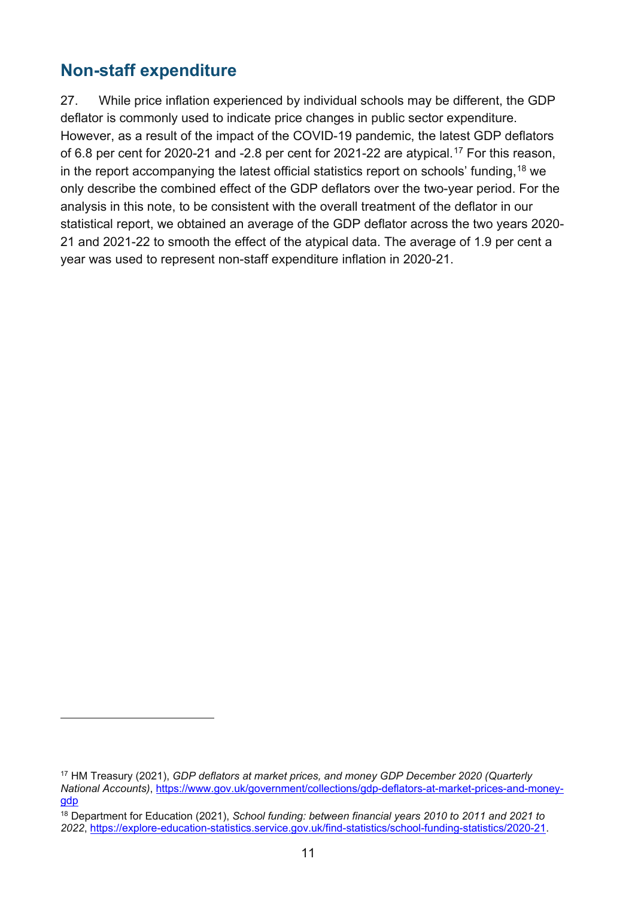## Non-staff expenditure

27. While price inflation experienced by individual schools may be different, the GDP deflator is commonly used to indicate price changes in public sector expenditure. However, as a result of the impact of the COVID-19 pandemic, the latest GDP deflators of 6.8 per cent for 2020-21 and -2.8 per cent for 2021-22 are atypical.[17] For this reason, in the report accompanying the latest official statistics report on schools' funding,[18] we only describe the combined effect of the GDP deflators over the two-year period. For the analysis in this note, to be consistent with the overall treatment of the deflator in our statistical report, we obtained an average of the GDP deflator across the two years 2020-21 and 2021-22 to smooth the effect of the atypical data. The average of 1.9 per cent a year was used to represent non-staff expenditure inflation in 2020-21.

---

[17] HM Treasury (2021), *GDP deflators at market prices, and money GDP December 2020 (Quarterly National Accounts)*, https://www.gov.uk/government/collections/gdp-deflators-at-market-prices-and-money-gdp

[18] Department for Education (2021), *School funding: between financial years 2010 to 2011 and 2021 to 2022*, https://explore-education-statistics.service.gov.uk/find-statistics/school-funding-statistics/2020-21.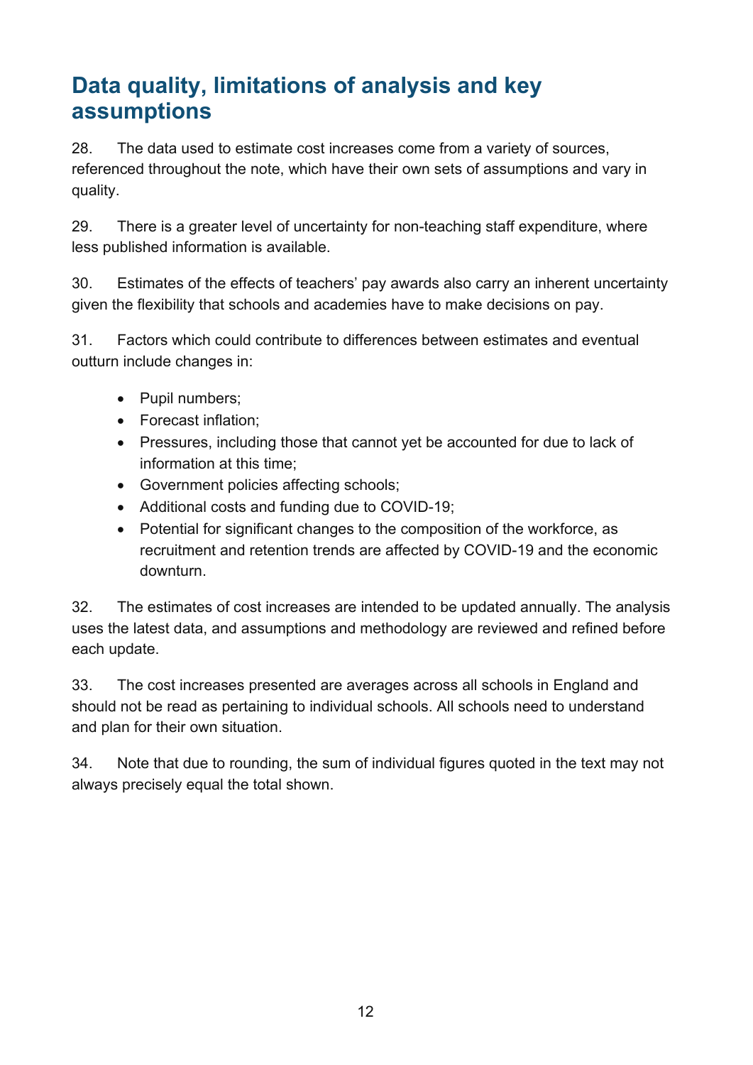## Data quality, limitations of analysis and key assumptions

28. The data used to estimate cost increases come from a variety of sources, referenced throughout the note, which have their own sets of assumptions and vary in quality.

29. There is a greater level of uncertainty for non-teaching staff expenditure, where less published information is available.

30. Estimates of the effects of teachers' pay awards also carry an inherent uncertainty given the flexibility that schools and academies have to make decisions on pay.

31. Factors which could contribute to differences between estimates and eventual outturn include changes in:

- Pupil numbers;
- Forecast inflation;
- Pressures, including those that cannot yet be accounted for due to lack of information at this time;
- Government policies affecting schools;
- Additional costs and funding due to COVID-19;
- Potential for significant changes to the composition of the workforce, as recruitment and retention trends are affected by COVID-19 and the economic downturn.

32. The estimates of cost increases are intended to be updated annually. The analysis uses the latest data, and assumptions and methodology are reviewed and refined before each update.

33. The cost increases presented are averages across all schools in England and should not be read as pertaining to individual schools. All schools need to understand and plan for their own situation.

34. Note that due to rounding, the sum of individual figures quoted in the text may not always precisely equal the total shown.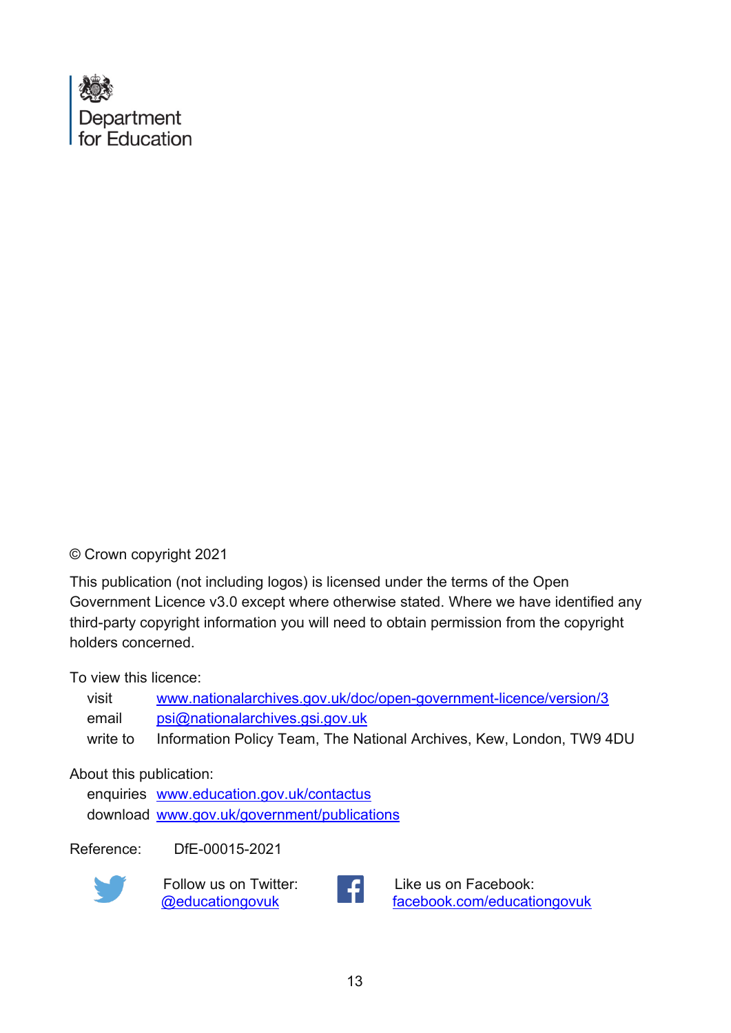Department for Education

© Crown copyright 2021

This publication (not including logos) is licensed under the terms of the Open Government Licence v3.0 except where otherwise stated. Where we have identified any third-party copyright information you will need to obtain permission from the copyright holders concerned.

To view this licence:

- visit www.nationalarchives.gov.uk/doc/open-government-licence/version/3
- email psi@nationalarchives.gsi.gov.uk
- write to Information Policy Team, The National Archives, Kew, London, TW9 4DU

About this publication:

- enquiries www.education.gov.uk/contactus
- download www.gov.uk/government/publications

Reference: DfE-00015-2021

Follow us on Twitter: @educationgovuk

Like us on Facebook: facebook.com/educationgovuk